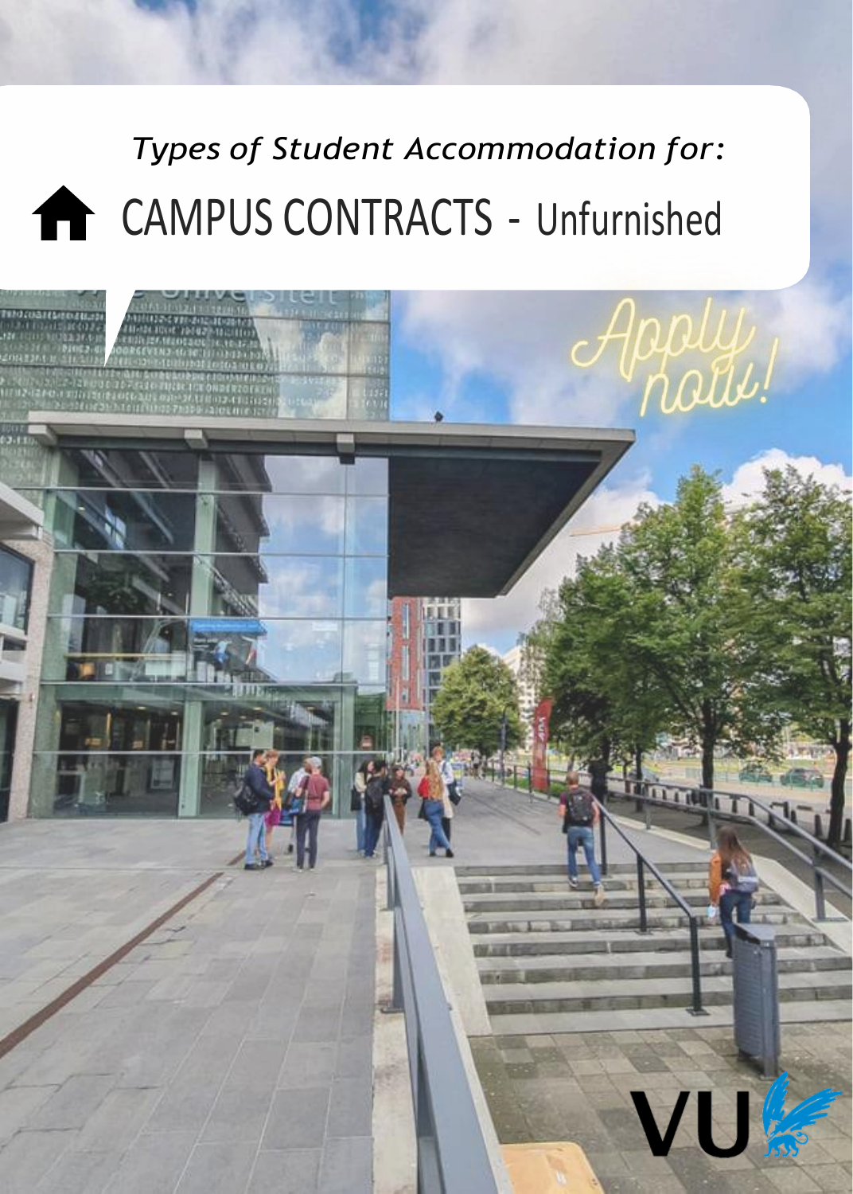*Types of Student Accommodation for:*

# CAMPUS CONTRACTS - Unfurnished

Apply now!

VU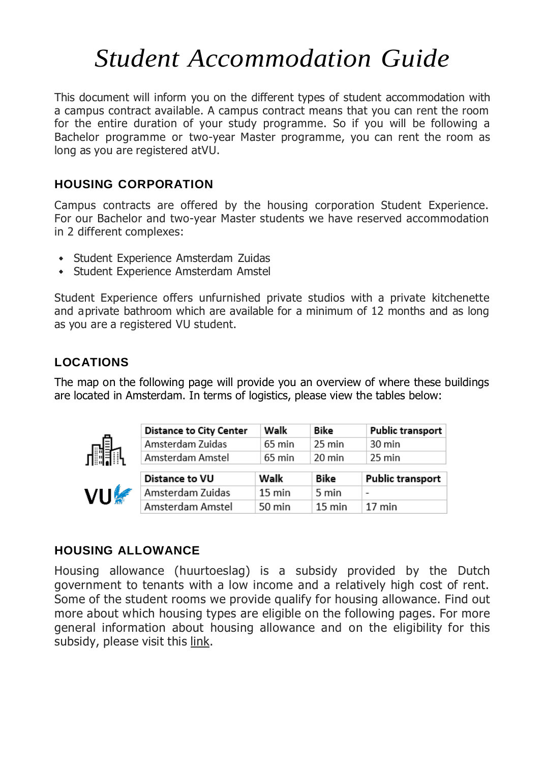# *Student Accommodation Guide*

This document will inform you on the different types of student accommodation with a campus contract available. A campus contract means that you can rent the room for the entire duration of your study programme. So if you will be following a Bachelor programme or two-year Master programme, you can rent the room as long as you are registered atVU.

## HOUSING CORPORATION

Campus contracts are offered by the housing corporation Student Experience. For our Bachelor and two-year Master students we have reserved accommodation in 2 different complexes:

- Student Experience Amsterdam Zuidas
- Student Experience Amsterdam Amstel

Student Experience offers unfurnished private studios with a private kitchenette and aprivate bathroom which are available for a minimum of 12 months and as long as you are a registered VU student.

## LOCATIONS

The map on the following page will provide you an overview of where these buildings are located in Amsterdam. In terms of logistics, please view the tables below:

| Distance to City Center | Walk | Bike | Public transport |
|---|---|---|---|
| Amsterdam Zuidas | 65 min | 25 min | 30 min |
| Amsterdam Amstel | 65 min | 20 min | 25 min |

| Distance to VU | Walk | Bike | Public transport |
|---|---|---|---|
| Amsterdam Zuidas | 15 min | 5 min | - |
| Amsterdam Amstel | 50 min | 15 min | 17 min |

## HOUSING ALLOWANCE

Housing allowance (huurtoeslag) is a subsidy provided by the Dutch government to tenants with a low income and a relatively high cost of rent. Some of the student rooms we provide qualify for housing allowance. Find out more about which housing types are eligible on the following pages. For more general information about housing allowance and on the eligibility for this subsidy, please visit this link.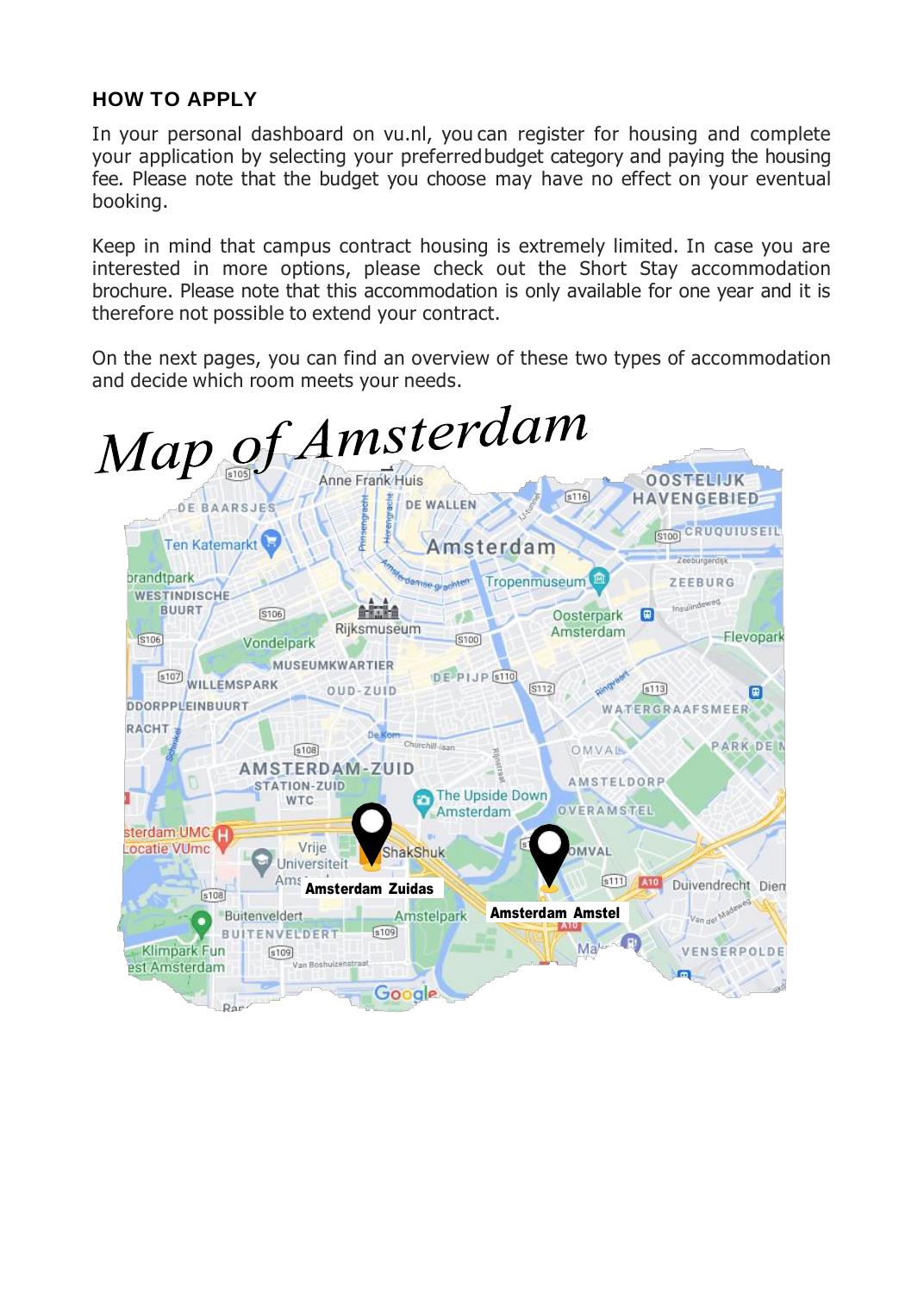## HOW TO APPLY

In your personal dashboard on vu.nl, you can register for housing and complete your application by selecting your preferred budget category and paying the housing fee. Please note that the budget you choose may have no effect on your eventual booking.

Keep in mind that campus contract housing is extremely limited. In case you are interested in more options, please check out the Short Stay accommodation brochure. Please note that this accommodation is only available for one year and it is therefore not possible to extend your contract.

On the next pages, you can find an overview of these two types of accommodation and decide which room meets your needs.

*Map of Amsterdam*

Amsterdam Zuidas

Amsterdam Amstel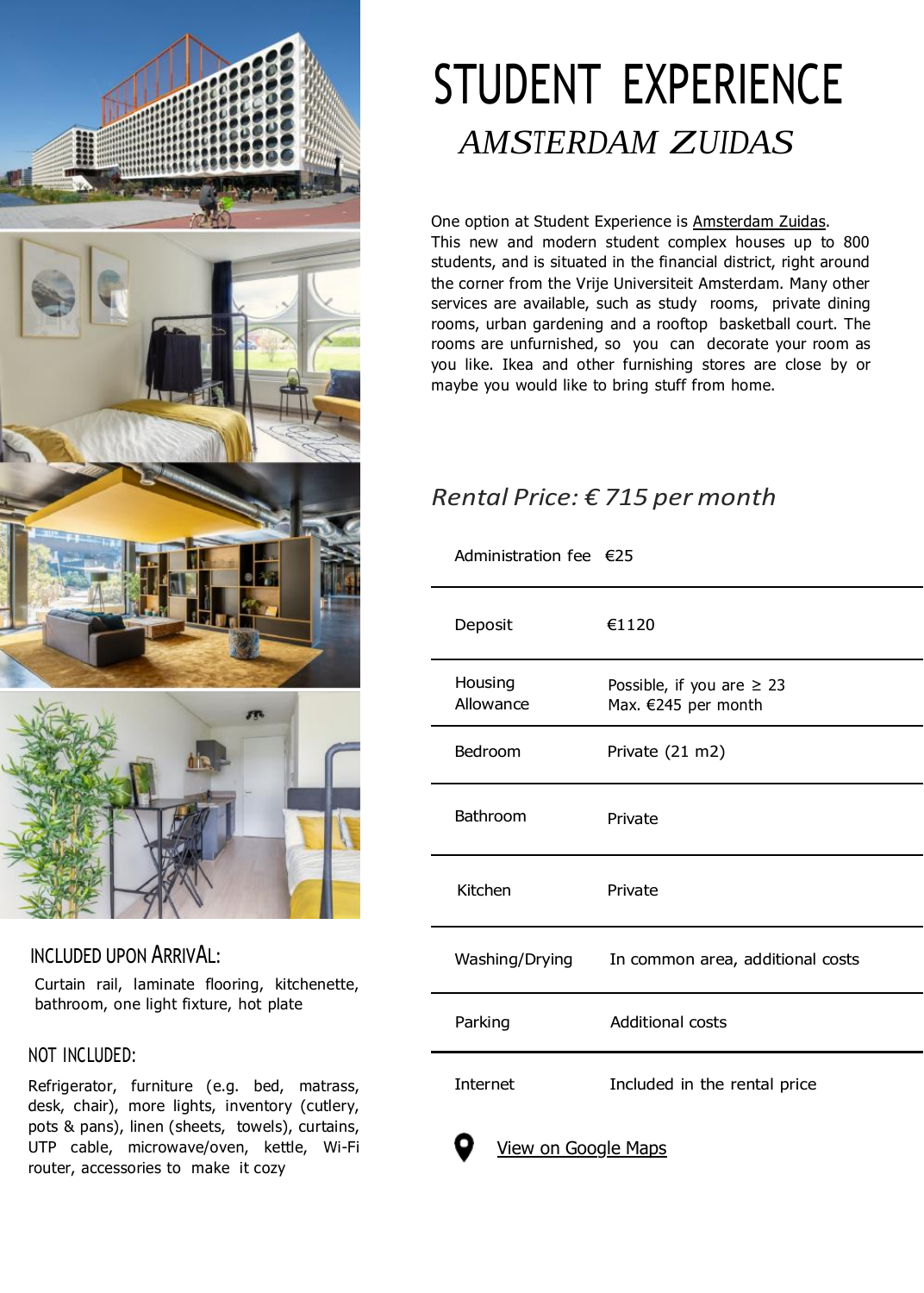# STUDENT EXPERIENCE

## *AMSTERDAM ZUIDAS*

One option at Student Experience is Amsterdam Zuidas.
This new and modern student complex houses up to 800 students, and is situated in the financial district, right around the corner from the Vrije Universiteit Amsterdam. Many other services are available, such as study rooms, private dining rooms, urban gardening and a rooftop basketball court. The rooms are unfurnished, so you can decorate your room as you like. Ikea and other furnishing stores are close by or maybe you would like to bring stuff from home.

### *Rental Price: € 715 per month*

| | |
|---|---|
| Administration fee | €25 |
| Deposit | €1120 |
| Housing Allowance | Possible, if you are ≥ 23<br>Max. €245 per month |
| Bedroom | Private (21 m2) |
| Bathroom | Private |
| Kitchen | Private |
| Washing/Drying | In common area, additional costs |
| Parking | Additional costs |
| Internet | Included in the rental price |

View on Google Maps

### INCLUDED UPON ARRIVAL:

Curtain rail, laminate flooring, kitchenette, bathroom, one light fixture, hot plate

### NOT INCLUDED:

Refrigerator, furniture (e.g. bed, matrass, desk, chair), more lights, inventory (cutlery, pots & pans), linen (sheets, towels), curtains, UTP cable, microwave/oven, kettle, Wi-Fi router, accessories to make it cozy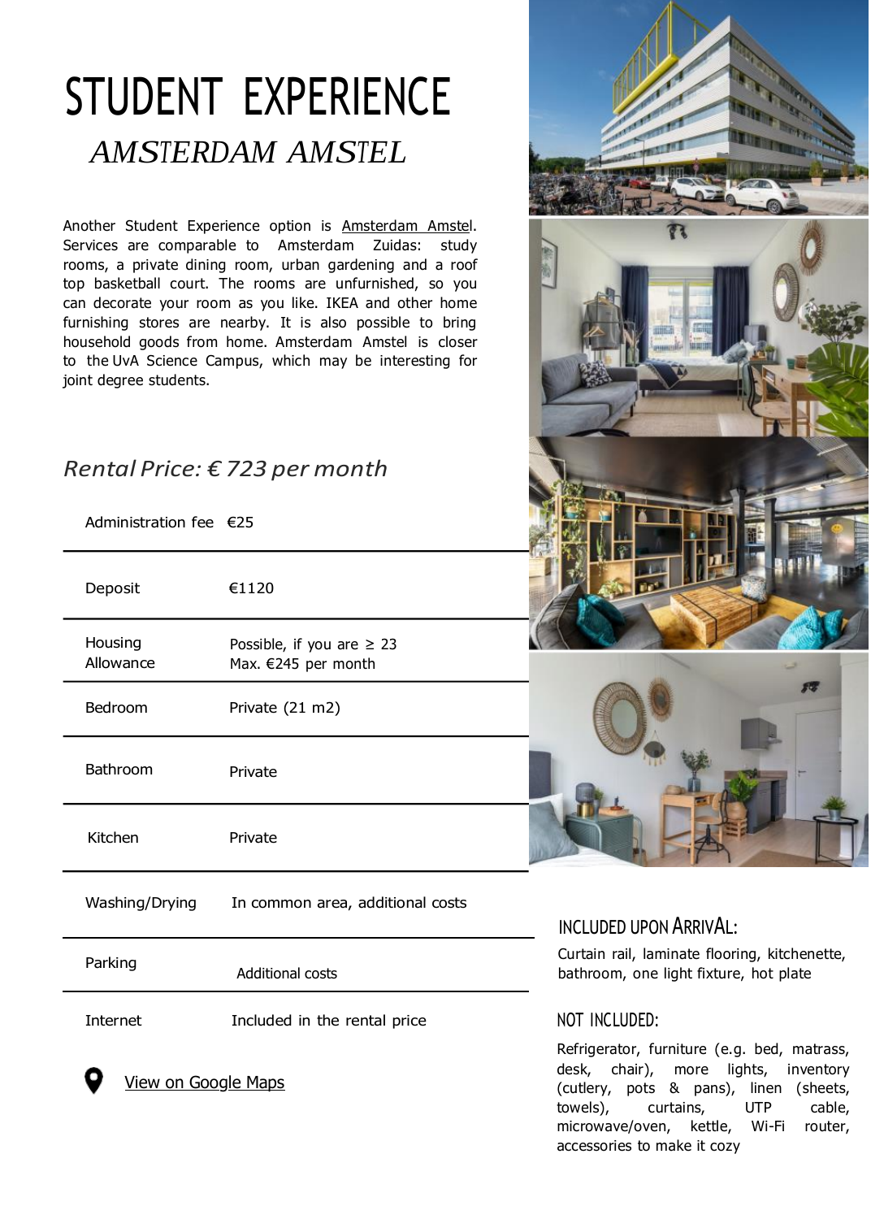# STUDENT EXPERIENCE

## *AMSTERDAM AMSTEL*

Another Student Experience option is Amsterdam Amstel. Services are comparable to Amsterdam Zuidas: study rooms, a private dining room, urban gardening and a roof top basketball court. The rooms are unfurnished, so you can decorate your room as you like. IKEA and other home furnishing stores are nearby. It is also possible to bring household goods from home. Amsterdam Amstel is closer to the UvA Science Campus, which may be interesting for joint degree students.

### *Rental Price: € 723 per month*

| | |
|---|---|
| Administration fee | €25 |
| Deposit | €1120 |
| Housing Allowance | Possible, if you are ≥ 23<br>Max. €245 per month |
| Bedroom | Private (21 m2) |
| Bathroom | Private |
| Kitchen | Private |
| Washing/Drying | In common area, additional costs |
| Parking | Additional costs |
| Internet | Included in the rental price |

View on Google Maps

### INCLUDED UPON ARRIVAL:

Curtain rail, laminate flooring, kitchenette, bathroom, one light fixture, hot plate

### NOT INCLUDED:

Refrigerator, furniture (e.g. bed, matrass, desk, chair), more lights, inventory (cutlery, pots & pans), linen (sheets, towels), curtains, UTP cable, microwave/oven, kettle, Wi-Fi router, accessories to make it cozy